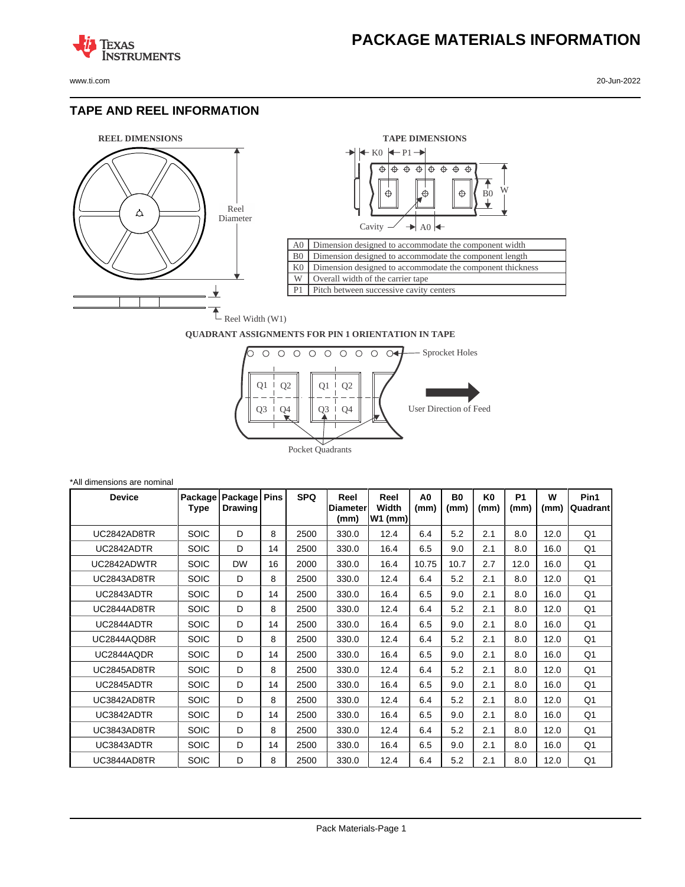# PACKAGE MATERIALS INFORMATION

## TAPE AND REEL INFORMATION

REEL DIMENSIONS

Reel Diameter

Reel Width (W1)

TAPE DIMENSIONS

K0 P1

B0 W

Cavity A0

| | |
|---|---|
| A0 | Dimension designed to accommodate the component width |
| B0 | Dimension designed to accommodate the component length |
| K0 | Dimension designed to accommodate the component thickness |
| W | Overall width of the carrier tape |
| P1 | Pitch between successive cavity centers |

QUADRANT ASSIGNMENTS FOR PIN 1 ORIENTATION IN TAPE

Sprocket Holes

Q1 Q2 Q3 Q4

User Direction of Feed

Pocket Quadrants

*All dimensions are nominal

| Device | Package Type | Package Drawing | Pins | SPQ | Reel Diameter (mm) | Reel Width W1 (mm) | A0 (mm) | B0 (mm) | K0 (mm) | P1 (mm) | W (mm) | Pin1 Quadrant |
|---|---|---|---|---|---|---|---|---|---|---|---|---|
| UC2842AD8TR | SOIC | D | 8 | 2500 | 330.0 | 12.4 | 6.4 | 5.2 | 2.1 | 8.0 | 12.0 | Q1 |
| UC2842ADTR | SOIC | D | 14 | 2500 | 330.0 | 16.4 | 6.5 | 9.0 | 2.1 | 8.0 | 16.0 | Q1 |
| UC2842ADWTR | SOIC | DW | 16 | 2000 | 330.0 | 16.4 | 10.75 | 10.7 | 2.7 | 12.0 | 16.0 | Q1 |
| UC2843AD8TR | SOIC | D | 8 | 2500 | 330.0 | 12.4 | 6.4 | 5.2 | 2.1 | 8.0 | 12.0 | Q1 |
| UC2843ADTR | SOIC | D | 14 | 2500 | 330.0 | 16.4 | 6.5 | 9.0 | 2.1 | 8.0 | 16.0 | Q1 |
| UC2844AD8TR | SOIC | D | 8 | 2500 | 330.0 | 12.4 | 6.4 | 5.2 | 2.1 | 8.0 | 12.0 | Q1 |
| UC2844ADTR | SOIC | D | 14 | 2500 | 330.0 | 16.4 | 6.5 | 9.0 | 2.1 | 8.0 | 16.0 | Q1 |
| UC2844AQD8R | SOIC | D | 8 | 2500 | 330.0 | 12.4 | 6.4 | 5.2 | 2.1 | 8.0 | 12.0 | Q1 |
| UC2844AQDR | SOIC | D | 14 | 2500 | 330.0 | 16.4 | 6.5 | 9.0 | 2.1 | 8.0 | 16.0 | Q1 |
| UC2845AD8TR | SOIC | D | 8 | 2500 | 330.0 | 12.4 | 6.4 | 5.2 | 2.1 | 8.0 | 12.0 | Q1 |
| UC2845ADTR | SOIC | D | 14 | 2500 | 330.0 | 16.4 | 6.5 | 9.0 | 2.1 | 8.0 | 16.0 | Q1 |
| UC3842AD8TR | SOIC | D | 8 | 2500 | 330.0 | 12.4 | 6.4 | 5.2 | 2.1 | 8.0 | 12.0 | Q1 |
| UC3842ADTR | SOIC | D | 14 | 2500 | 330.0 | 16.4 | 6.5 | 9.0 | 2.1 | 8.0 | 16.0 | Q1 |
| UC3843AD8TR | SOIC | D | 8 | 2500 | 330.0 | 12.4 | 6.4 | 5.2 | 2.1 | 8.0 | 12.0 | Q1 |
| UC3843ADTR | SOIC | D | 14 | 2500 | 330.0 | 16.4 | 6.5 | 9.0 | 2.1 | 8.0 | 16.0 | Q1 |
| UC3844AD8TR | SOIC | D | 8 | 2500 | 330.0 | 12.4 | 6.4 | 5.2 | 2.1 | 8.0 | 12.0 | Q1 |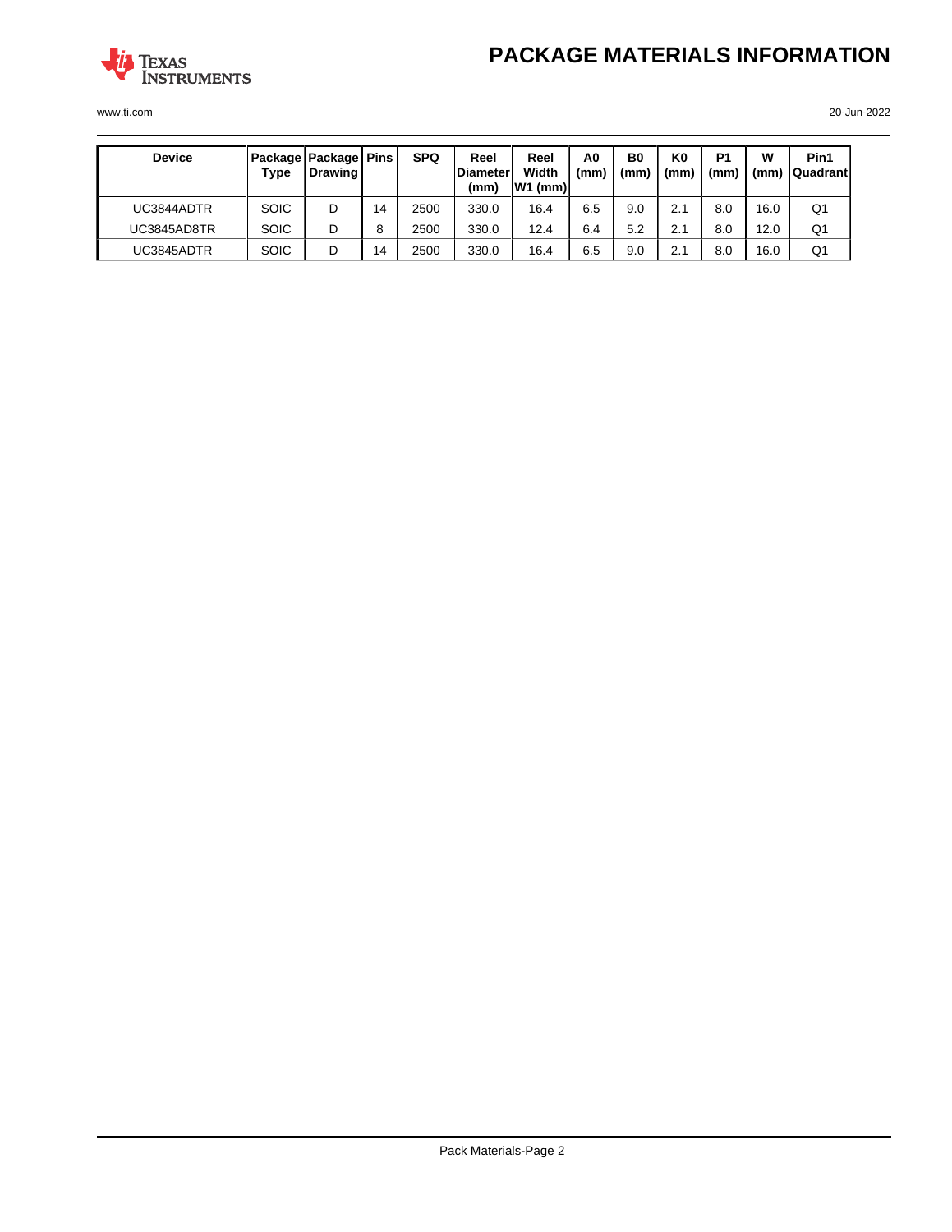# PACKAGE MATERIALS INFORMATION

| Device | Package Type | Package Drawing | Pins | SPQ | Reel Diameter (mm) | Reel Width W1 (mm) | A0 (mm) | B0 (mm) | K0 (mm) | P1 (mm) | W (mm) | Pin1 Quadrant |
|---|---|---|---|---|---|---|---|---|---|---|---|---|
| UC3844ADTR | SOIC | D | 14 | 2500 | 330.0 | 16.4 | 6.5 | 9.0 | 2.1 | 8.0 | 16.0 | Q1 |
| UC3845AD8TR | SOIC | D | 8 | 2500 | 330.0 | 12.4 | 6.4 | 5.2 | 2.1 | 8.0 | 12.0 | Q1 |
| UC3845ADTR | SOIC | D | 14 | 2500 | 330.0 | 16.4 | 6.5 | 9.0 | 2.1 | 8.0 | 16.0 | Q1 |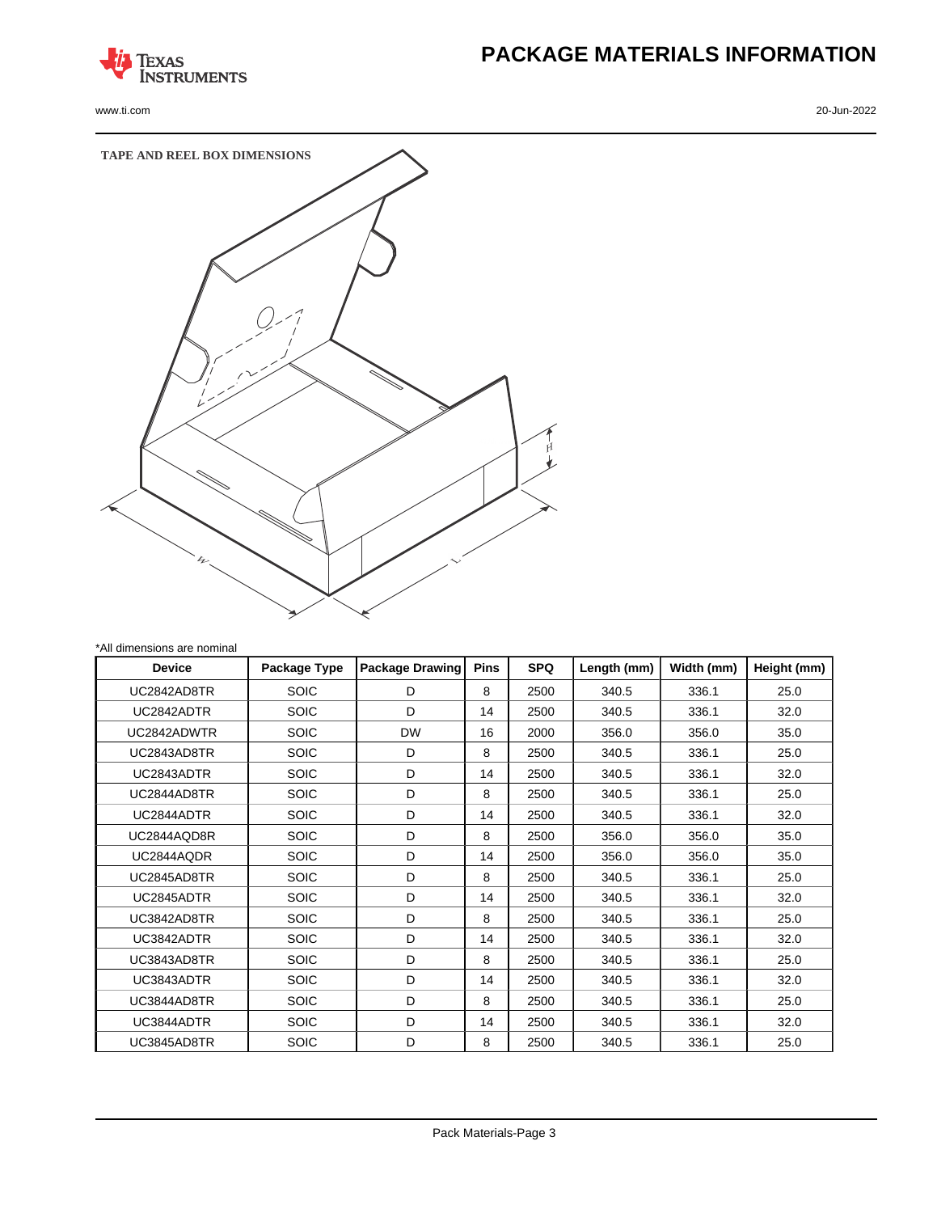# PACKAGE MATERIALS INFORMATION

## TAPE AND REEL BOX DIMENSIONS

*All dimensions are nominal

| Device | Package Type | Package Drawing | Pins | SPQ | Length (mm) | Width (mm) | Height (mm) |
|---|---|---|---|---|---|---|---|
| UC2842AD8TR | SOIC | D | 8 | 2500 | 340.5 | 336.1 | 25.0 |
| UC2842ADTR | SOIC | D | 14 | 2500 | 340.5 | 336.1 | 32.0 |
| UC2842ADWTR | SOIC | DW | 16 | 2000 | 356.0 | 356.0 | 35.0 |
| UC2843AD8TR | SOIC | D | 8 | 2500 | 340.5 | 336.1 | 25.0 |
| UC2843ADTR | SOIC | D | 14 | 2500 | 340.5 | 336.1 | 32.0 |
| UC2844AD8TR | SOIC | D | 8 | 2500 | 340.5 | 336.1 | 25.0 |
| UC2844ADTR | SOIC | D | 14 | 2500 | 340.5 | 336.1 | 32.0 |
| UC2844AQD8R | SOIC | D | 8 | 2500 | 356.0 | 356.0 | 35.0 |
| UC2844AQDR | SOIC | D | 14 | 2500 | 356.0 | 356.0 | 35.0 |
| UC2845AD8TR | SOIC | D | 8 | 2500 | 340.5 | 336.1 | 25.0 |
| UC2845ADTR | SOIC | D | 14 | 2500 | 340.5 | 336.1 | 32.0 |
| UC3842AD8TR | SOIC | D | 8 | 2500 | 340.5 | 336.1 | 25.0 |
| UC3842ADTR | SOIC | D | 14 | 2500 | 340.5 | 336.1 | 32.0 |
| UC3843AD8TR | SOIC | D | 8 | 2500 | 340.5 | 336.1 | 25.0 |
| UC3843ADTR | SOIC | D | 14 | 2500 | 340.5 | 336.1 | 32.0 |
| UC3844AD8TR | SOIC | D | 8 | 2500 | 340.5 | 336.1 | 25.0 |
| UC3844ADTR | SOIC | D | 14 | 2500 | 340.5 | 336.1 | 32.0 |
| UC3845AD8TR | SOIC | D | 8 | 2500 | 340.5 | 336.1 | 25.0 |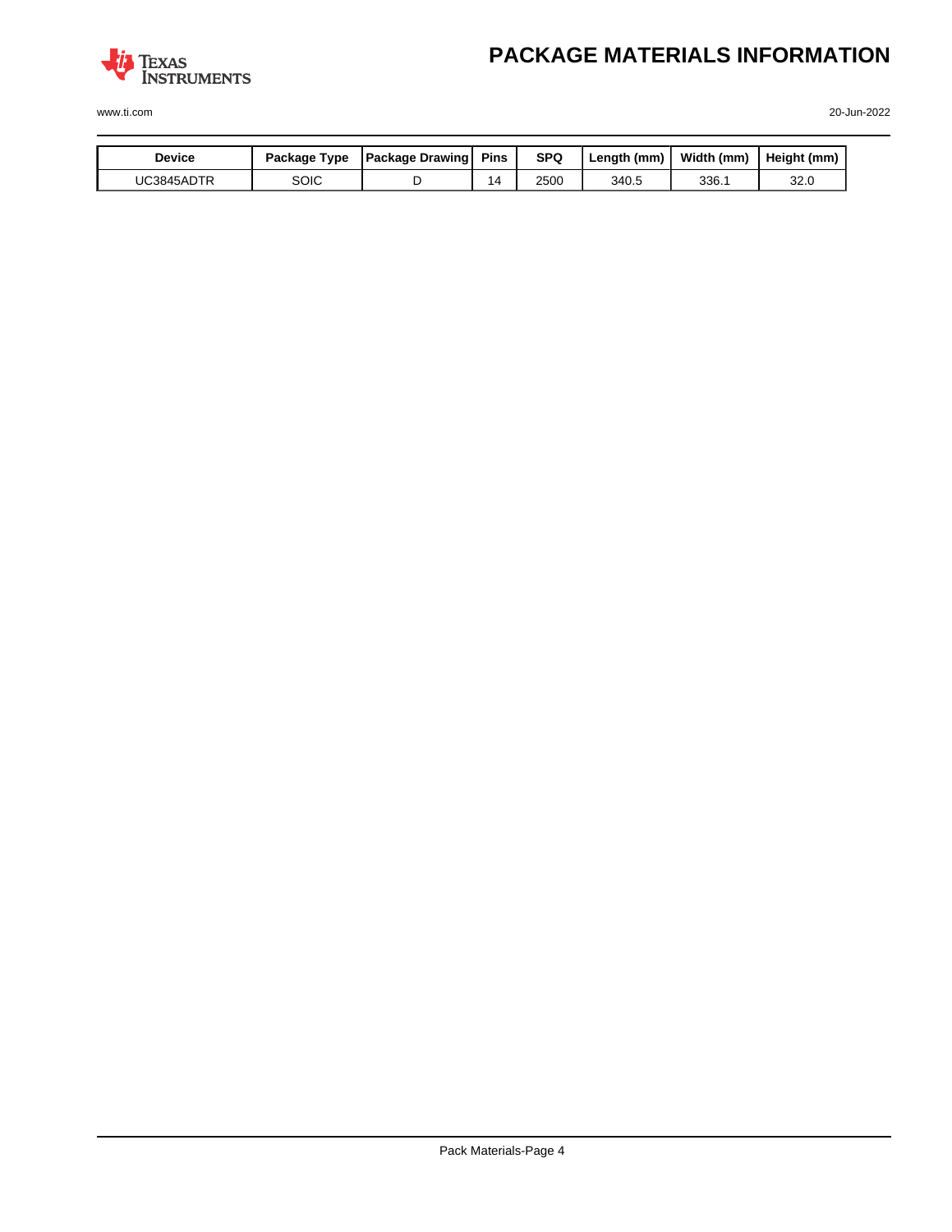# PACKAGE MATERIALS INFORMATION

| Device | Package Type | Package Drawing | Pins | SPQ | Length (mm) | Width (mm) | Height (mm) |
| --- | --- | --- | --- | --- | --- | --- | --- |
| UC3845ADTR | SOIC | D | 14 | 2500 | 340.5 | 336.1 | 32.0 |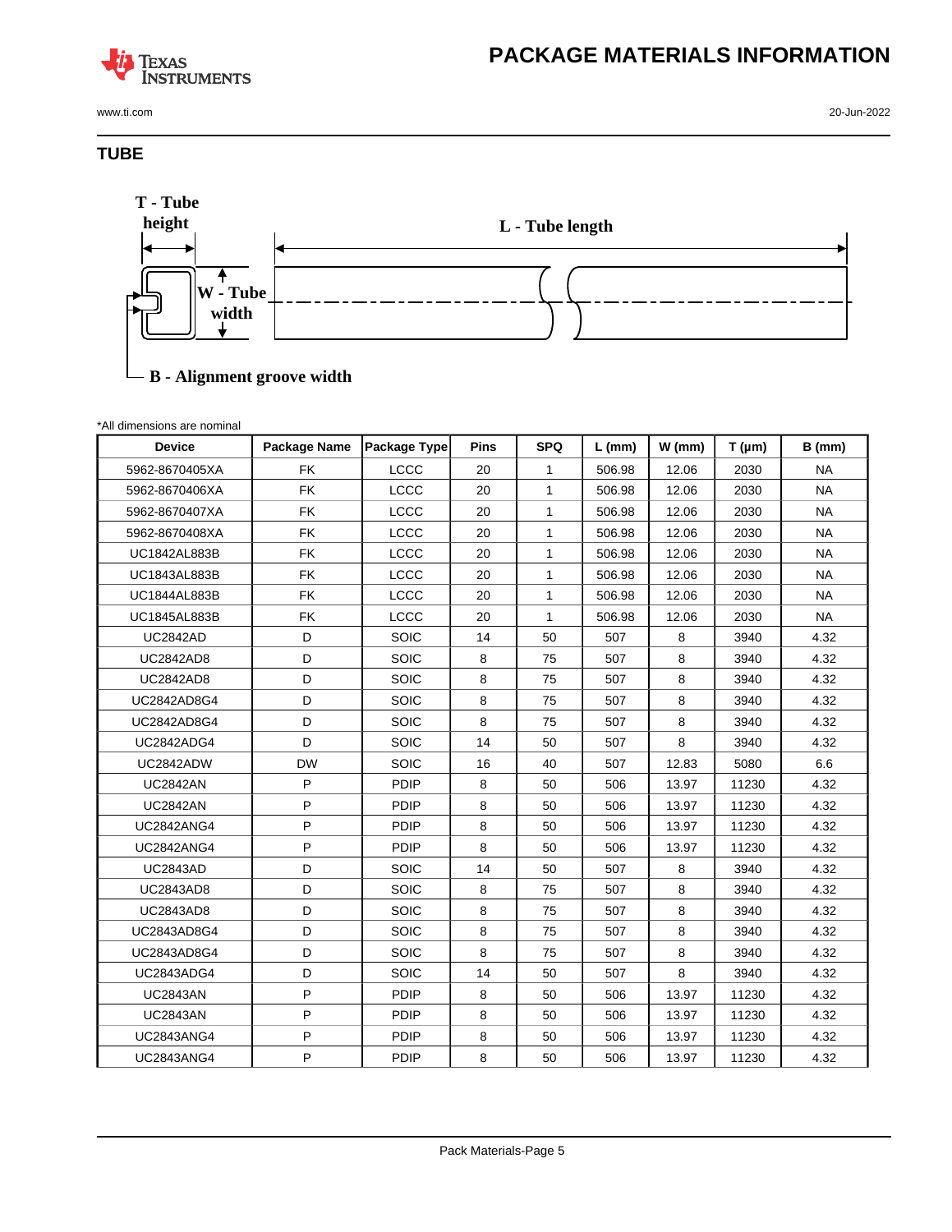## TUBE

T - Tube height

L - Tube length

W - Tube width

B - Alignment groove width

*All dimensions are nominal

| Device | Package Name | Package Type | Pins | SPQ | L (mm) | W (mm) | T (µm) | B (mm) |
|---|---|---|---|---|---|---|---|---|
| 5962-8670405XA | FK | LCCC | 20 | 1 | 506.98 | 12.06 | 2030 | NA |
| 5962-8670406XA | FK | LCCC | 20 | 1 | 506.98 | 12.06 | 2030 | NA |
| 5962-8670407XA | FK | LCCC | 20 | 1 | 506.98 | 12.06 | 2030 | NA |
| 5962-8670408XA | FK | LCCC | 20 | 1 | 506.98 | 12.06 | 2030 | NA |
| UC1842AL883B | FK | LCCC | 20 | 1 | 506.98 | 12.06 | 2030 | NA |
| UC1843AL883B | FK | LCCC | 20 | 1 | 506.98 | 12.06 | 2030 | NA |
| UC1844AL883B | FK | LCCC | 20 | 1 | 506.98 | 12.06 | 2030 | NA |
| UC1845AL883B | FK | LCCC | 20 | 1 | 506.98 | 12.06 | 2030 | NA |
| UC2842AD | D | SOIC | 14 | 50 | 507 | 8 | 3940 | 4.32 |
| UC2842AD8 | D | SOIC | 8 | 75 | 507 | 8 | 3940 | 4.32 |
| UC2842AD8 | D | SOIC | 8 | 75 | 507 | 8 | 3940 | 4.32 |
| UC2842AD8G4 | D | SOIC | 8 | 75 | 507 | 8 | 3940 | 4.32 |
| UC2842AD8G4 | D | SOIC | 8 | 75 | 507 | 8 | 3940 | 4.32 |
| UC2842ADG4 | D | SOIC | 14 | 50 | 507 | 8 | 3940 | 4.32 |
| UC2842ADW | DW | SOIC | 16 | 40 | 507 | 12.83 | 5080 | 6.6 |
| UC2842AN | P | PDIP | 8 | 50 | 506 | 13.97 | 11230 | 4.32 |
| UC2842AN | P | PDIP | 8 | 50 | 506 | 13.97 | 11230 | 4.32 |
| UC2842ANG4 | P | PDIP | 8 | 50 | 506 | 13.97 | 11230 | 4.32 |
| UC2842ANG4 | P | PDIP | 8 | 50 | 506 | 13.97 | 11230 | 4.32 |
| UC2843AD | D | SOIC | 14 | 50 | 507 | 8 | 3940 | 4.32 |
| UC2843AD8 | D | SOIC | 8 | 75 | 507 | 8 | 3940 | 4.32 |
| UC2843AD8 | D | SOIC | 8 | 75 | 507 | 8 | 3940 | 4.32 |
| UC2843AD8G4 | D | SOIC | 8 | 75 | 507 | 8 | 3940 | 4.32 |
| UC2843AD8G4 | D | SOIC | 8 | 75 | 507 | 8 | 3940 | 4.32 |
| UC2843ADG4 | D | SOIC | 14 | 50 | 507 | 8 | 3940 | 4.32 |
| UC2843AN | P | PDIP | 8 | 50 | 506 | 13.97 | 11230 | 4.32 |
| UC2843AN | P | PDIP | 8 | 50 | 506 | 13.97 | 11230 | 4.32 |
| UC2843ANG4 | P | PDIP | 8 | 50 | 506 | 13.97 | 11230 | 4.32 |
| UC2843ANG4 | P | PDIP | 8 | 50 | 506 | 13.97 | 11230 | 4.32 |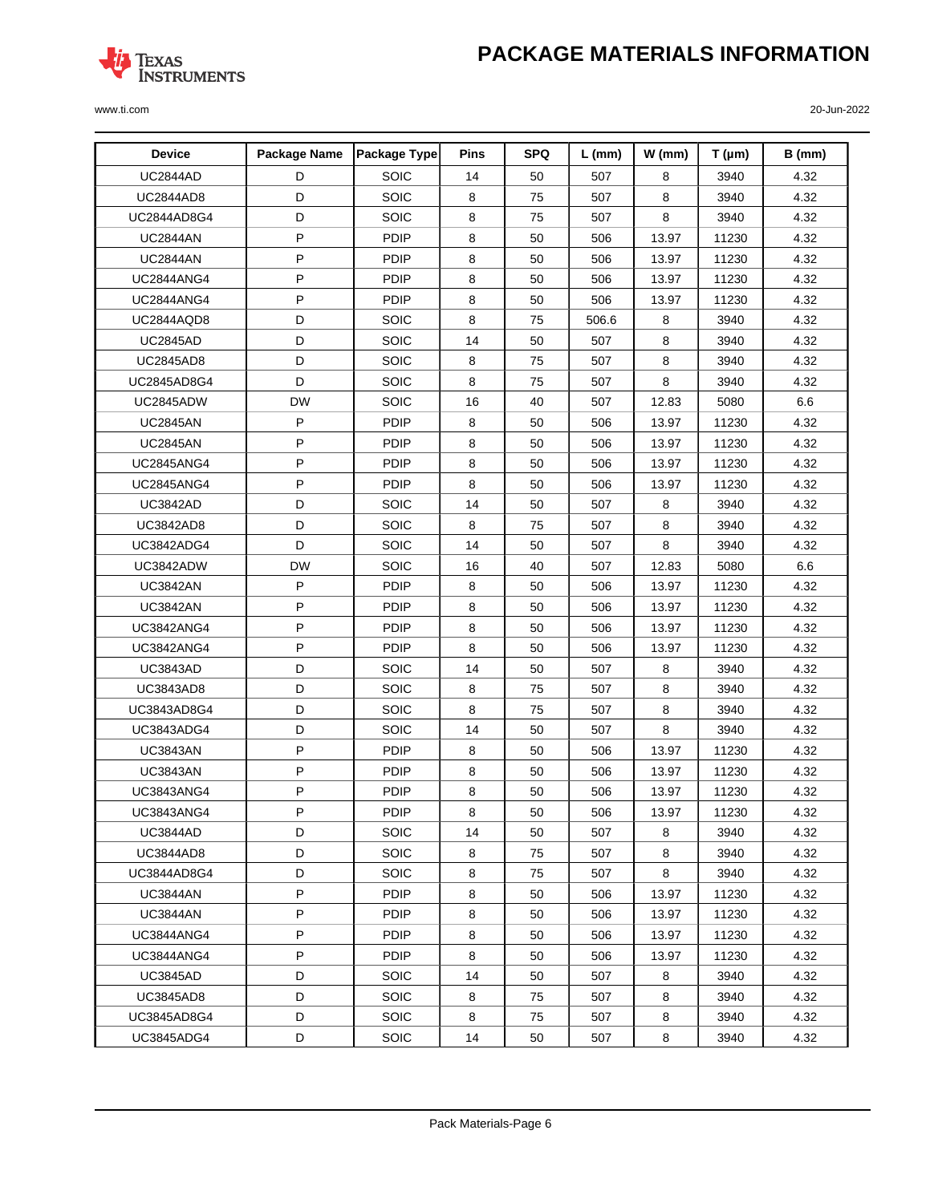| Device | Package Name | Package Type | Pins | SPQ | L (mm) | W (mm) | T (µm) | B (mm) |
|---|---|---|---|---|---|---|---|---|
| UC2844AD | D | SOIC | 14 | 50 | 507 | 8 | 3940 | 4.32 |
| UC2844AD8 | D | SOIC | 8 | 75 | 507 | 8 | 3940 | 4.32 |
| UC2844AD8G4 | D | SOIC | 8 | 75 | 507 | 8 | 3940 | 4.32 |
| UC2844AN | P | PDIP | 8 | 50 | 506 | 13.97 | 11230 | 4.32 |
| UC2844AN | P | PDIP | 8 | 50 | 506 | 13.97 | 11230 | 4.32 |
| UC2844ANG4 | P | PDIP | 8 | 50 | 506 | 13.97 | 11230 | 4.32 |
| UC2844ANG4 | P | PDIP | 8 | 50 | 506 | 13.97 | 11230 | 4.32 |
| UC2844AQD8 | D | SOIC | 8 | 75 | 506.6 | 8 | 3940 | 4.32 |
| UC2845AD | D | SOIC | 14 | 50 | 507 | 8 | 3940 | 4.32 |
| UC2845AD8 | D | SOIC | 8 | 75 | 507 | 8 | 3940 | 4.32 |
| UC2845AD8G4 | D | SOIC | 8 | 75 | 507 | 8 | 3940 | 4.32 |
| UC2845ADW | DW | SOIC | 16 | 40 | 507 | 12.83 | 5080 | 6.6 |
| UC2845AN | P | PDIP | 8 | 50 | 506 | 13.97 | 11230 | 4.32 |
| UC2845AN | P | PDIP | 8 | 50 | 506 | 13.97 | 11230 | 4.32 |
| UC2845ANG4 | P | PDIP | 8 | 50 | 506 | 13.97 | 11230 | 4.32 |
| UC2845ANG4 | P | PDIP | 8 | 50 | 506 | 13.97 | 11230 | 4.32 |
| UC3842AD | D | SOIC | 14 | 50 | 507 | 8 | 3940 | 4.32 |
| UC3842AD8 | D | SOIC | 8 | 75 | 507 | 8 | 3940 | 4.32 |
| UC3842ADG4 | D | SOIC | 14 | 50 | 507 | 8 | 3940 | 4.32 |
| UC3842ADW | DW | SOIC | 16 | 40 | 507 | 12.83 | 5080 | 6.6 |
| UC3842AN | P | PDIP | 8 | 50 | 506 | 13.97 | 11230 | 4.32 |
| UC3842AN | P | PDIP | 8 | 50 | 506 | 13.97 | 11230 | 4.32 |
| UC3842ANG4 | P | PDIP | 8 | 50 | 506 | 13.97 | 11230 | 4.32 |
| UC3842ANG4 | P | PDIP | 8 | 50 | 506 | 13.97 | 11230 | 4.32 |
| UC3843AD | D | SOIC | 14 | 50 | 507 | 8 | 3940 | 4.32 |
| UC3843AD8 | D | SOIC | 8 | 75 | 507 | 8 | 3940 | 4.32 |
| UC3843AD8G4 | D | SOIC | 8 | 75 | 507 | 8 | 3940 | 4.32 |
| UC3843ADG4 | D | SOIC | 14 | 50 | 507 | 8 | 3940 | 4.32 |
| UC3843AN | P | PDIP | 8 | 50 | 506 | 13.97 | 11230 | 4.32 |
| UC3843AN | P | PDIP | 8 | 50 | 506 | 13.97 | 11230 | 4.32 |
| UC3843ANG4 | P | PDIP | 8 | 50 | 506 | 13.97 | 11230 | 4.32 |
| UC3843ANG4 | P | PDIP | 8 | 50 | 506 | 13.97 | 11230 | 4.32 |
| UC3844AD | D | SOIC | 14 | 50 | 507 | 8 | 3940 | 4.32 |
| UC3844AD8 | D | SOIC | 8 | 75 | 507 | 8 | 3940 | 4.32 |
| UC3844AD8G4 | D | SOIC | 8 | 75 | 507 | 8 | 3940 | 4.32 |
| UC3844AN | P | PDIP | 8 | 50 | 506 | 13.97 | 11230 | 4.32 |
| UC3844AN | P | PDIP | 8 | 50 | 506 | 13.97 | 11230 | 4.32 |
| UC3844ANG4 | P | PDIP | 8 | 50 | 506 | 13.97 | 11230 | 4.32 |
| UC3844ANG4 | P | PDIP | 8 | 50 | 506 | 13.97 | 11230 | 4.32 |
| UC3845AD | D | SOIC | 14 | 50 | 507 | 8 | 3940 | 4.32 |
| UC3845AD8 | D | SOIC | 8 | 75 | 507 | 8 | 3940 | 4.32 |
| UC3845AD8G4 | D | SOIC | 8 | 75 | 507 | 8 | 3940 | 4.32 |
| UC3845ADG4 | D | SOIC | 14 | 50 | 507 | 8 | 3940 | 4.32 |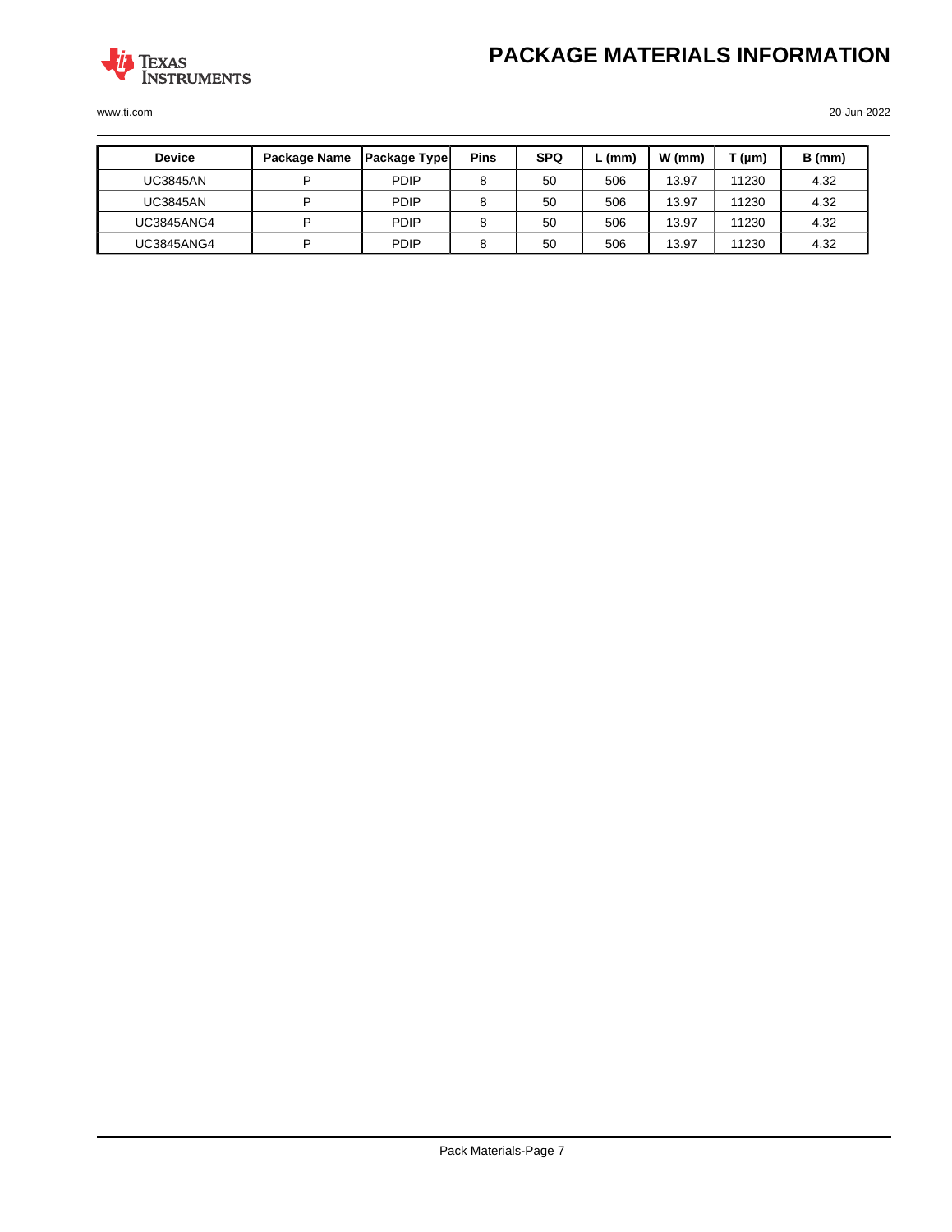| Device | Package Name | Package Type | Pins | SPQ | L (mm) | W (mm) | T (µm) | B (mm) |
|---|---|---|---|---|---|---|---|---|
| UC3845AN | P | PDIP | 8 | 50 | 506 | 13.97 | 11230 | 4.32 |
| UC3845AN | P | PDIP | 8 | 50 | 506 | 13.97 | 11230 | 4.32 |
| UC3845ANG4 | P | PDIP | 8 | 50 | 506 | 13.97 | 11230 | 4.32 |
| UC3845ANG4 | P | PDIP | 8 | 50 | 506 | 13.97 | 11230 | 4.32 |